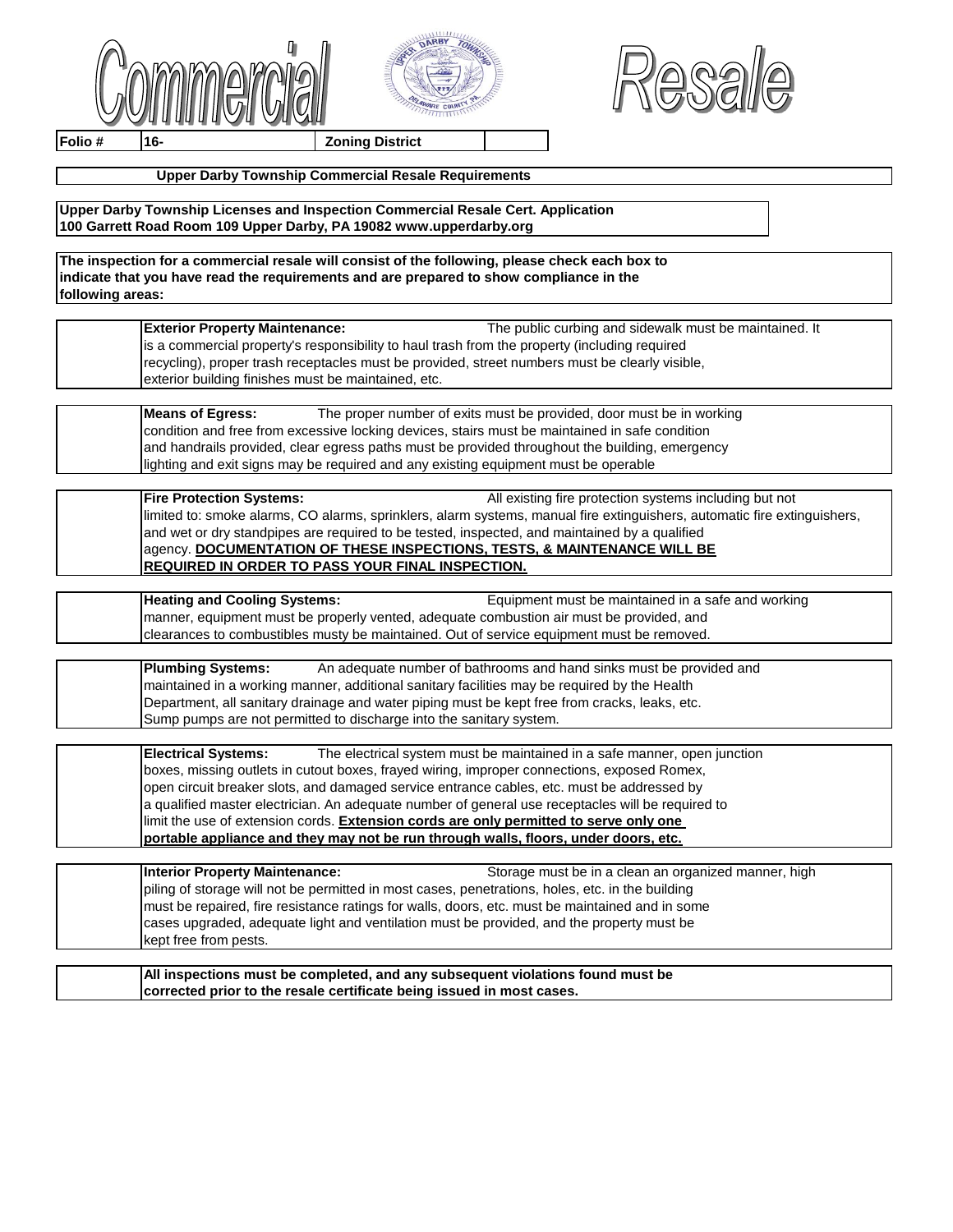# Commercial Resale

| Folio # | 16- | Zoning District | |
|---|---|---|---|

**Upper Darby Township Commercial Resale Requirements**

**Upper Darby Township Licenses and Inspection Commercial Resale Cert. Application**
**100 Garrett Road Room 109 Upper Darby, PA 19082 www.upperdarby.org**

**The inspection for a commercial resale will consist of the following, please check each box to indicate that you have read the requirements and are prepared to show compliance in the following areas:**

| | |
|---|---|
| | **Exterior Property Maintenance:** The public curbing and sidewalk must be maintained. It is a commercial property's responsibility to haul trash from the property (including required recycling), proper trash receptacles must be provided, street numbers must be clearly visible, exterior building finishes must be maintained, etc. |
| | **Means of Egress:** The proper number of exits must be provided, door must be in working condition and free from excessive locking devices, stairs must be maintained in safe condition and handrails provided, clear egress paths must be provided throughout the building, emergency lighting and exit signs may be required and any existing equipment must be operable |
| | **Fire Protection Systems:** All existing fire protection systems including but not limited to: smoke alarms, CO alarms, sprinklers, alarm systems, manual fire extinguishers, automatic fire extinguishers, and wet or dry standpipes are required to be tested, inspected, and maintained by a qualified agency. **<u>DOCUMENTATION OF THESE INSPECTIONS, TESTS, & MAINTENANCE WILL BE REQUIRED IN ORDER TO PASS YOUR FINAL INSPECTION.</u>** |
| | **Heating and Cooling Systems:** Equipment must be maintained in a safe and working manner, equipment must be properly vented, adequate combustion air must be provided, and clearances to combustibles musty be maintained. Out of service equipment must be removed. |
| | **Plumbing Systems:** An adequate number of bathrooms and hand sinks must be provided and maintained in a working manner, additional sanitary facilities may be required by the Health Department, all sanitary drainage and water piping must be kept free from cracks, leaks, etc. Sump pumps are not permitted to discharge into the sanitary system. |
| | **Electrical Systems:** The electrical system must be maintained in a safe manner, open junction boxes, missing outlets in cutout boxes, frayed wiring, improper connections, exposed Romex, open circuit breaker slots, and damaged service entrance cables, etc. must be addressed by a qualified master electrician. An adequate number of general use receptacles will be required to limit the use of extension cords. **<u>Extension cords are only permitted to serve only one portable appliance and they may not be run through walls, floors, under doors, etc.</u>** |
| | **Interior Property Maintenance:** Storage must be in a clean an organized manner, high piling of storage will not be permitted in most cases, penetrations, holes, etc. in the building must be repaired, fire resistance ratings for walls, doors, etc. must be maintained and in some cases upgraded, adequate light and ventilation must be provided, and the property must be kept free from pests. |
| | **All inspections must be completed, and any subsequent violations found must be corrected prior to the resale certificate being issued in most cases.** |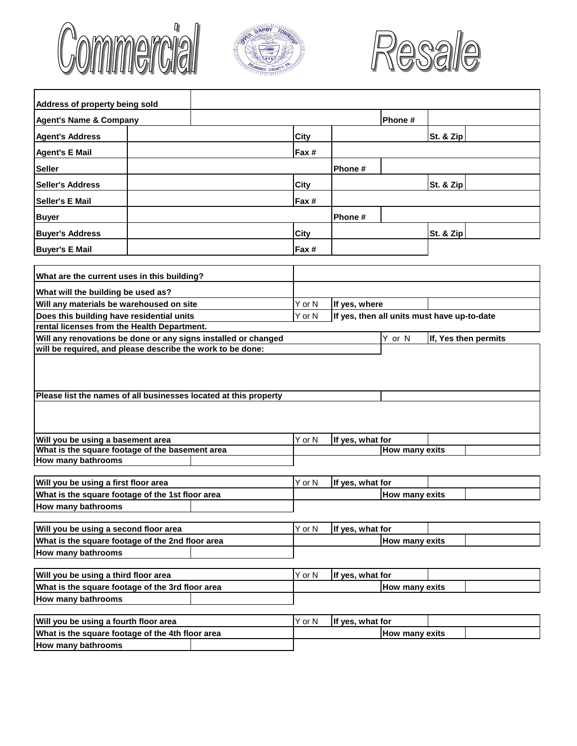# Commercial Resale

| | | | | | | |
|---|---|---|---|---|---|---|
| **Address of property being sold** | | | | | | |
| **Agent's Name & Company** | | | | **Phone #** | | |
| **Agent's Address** | | **City** | | | **St. & Zip** | |
| **Agent's E Mail** | | **Fax #** | | | | |
| **Seller** | | | **Phone #** | | | |
| **Seller's Address** | | **City** | | | **St. & Zip** | |
| **Seller's E Mail** | | **Fax #** | | | | |
| **Buyer** | | | **Phone #** | | | |
| **Buyer's Address** | | **City** | | | **St. & Zip** | |
| **Buyer's E Mail** | | **Fax #** | | | | |

| | | | | |
|---|---|---|---|---|
| **What are the current uses in this building?** | | | | |
| **What will the building be used as?** | | | | |
| **Will any materials be warehoused on site** | Y or N | **If yes, where** | | |
| **Does this building have residential units rental licenses from the Health Department.** | Y or N | **If yes, then all units must have up-to-date** | | |
| **Will any renovations be done or any signs installed or changed will be required, and please describe the work to be done:** | | | Y or N | **If, Yes then permits** |
| | | | | |
| **Please list the names of all businesses located at this property** | | | | |
| | | | | |

| | | | | |
|---|---|---|---|---|
| **Will you be using a basement area** | Y or N | **If yes, what for** | | |
| **What is the square footage of the basement area** | | | **How many exits** | |
| **How many bathrooms** | | | | |

| | | | | |
|---|---|---|---|---|
| **Will you be using a first floor area** | Y or N | **If yes, what for** | | |
| **What is the square footage of the 1st floor area** | | | **How many exits** | |
| **How many bathrooms** | | | | |

| | | | | |
|---|---|---|---|---|
| **Will you be using a second floor area** | Y or N | **If yes, what for** | | |
| **What is the square footage of the 2nd floor area** | | | **How many exits** | |
| **How many bathrooms** | | | | |

| | | | | |
|---|---|---|---|---|
| **Will you be using a third floor area** | Y or N | **If yes, what for** | | |
| **What is the square footage of the 3rd floor area** | | | **How many exits** | |
| **How many bathrooms** | | | | |

| | | | | |
|---|---|---|---|---|
| **Will you be using a fourth floor area** | Y or N | **If yes, what for** | | |
| **What is the square footage of the 4th floor area** | | | **How many exits** | |
| **How many bathrooms** | | | | |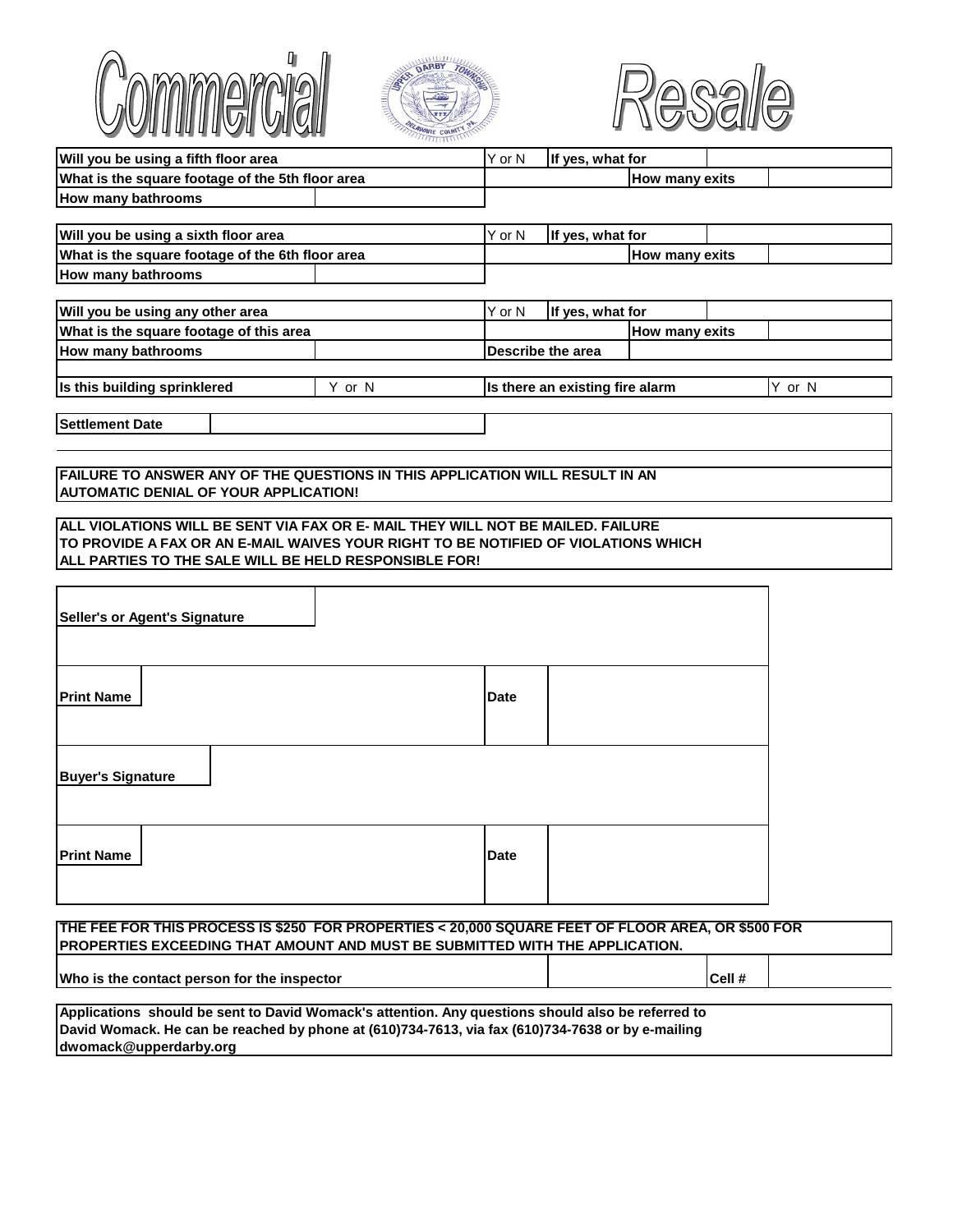# Commercial Resale

| | | | | | |
|---|---|---|---|---|---|
| **Will you be using a fifth floor area** | | Y or N | **If yes, what for** | | |
| **What is the square footage of the 5th floor area** | | | | **How many exits** | |
| **How many bathrooms** | | | | | |

| | | | | | |
|---|---|---|---|---|---|
| **Will you be using a sixth floor area** | | Y or N | **If yes, what for** | | |
| **What is the square footage of the 6th floor area** | | | | **How many exits** | |
| **How many bathrooms** | | | | | |

| | | | | | |
|---|---|---|---|---|---|
| **Will you be using any other area** | | Y or N | **If yes, what for** | | |
| **What is the square footage of this area** | | | | **How many exits** | |
| **How many bathrooms** | | **Describe the area** | | | |

| | | | |
|---|---|---|---|
| **Is this building sprinklered** | Y or N | **Is there an existing fire alarm** | Y or N |

| | |
|---|---|
| **Settlement Date** | |

**FAILURE TO ANSWER ANY OF THE QUESTIONS IN THIS APPLICATION WILL RESULT IN AN AUTOMATIC DENIAL OF YOUR APPLICATION!**

**ALL VIOLATIONS WILL BE SENT VIA FAX OR E- MAIL THEY WILL NOT BE MAILED. FAILURE TO PROVIDE A FAX OR AN E-MAIL WAIVES YOUR RIGHT TO BE NOTIFIED OF VIOLATIONS WHICH ALL PARTIES TO THE SALE WILL BE HELD RESPONSIBLE FOR!**

| | | | |
|---|---|---|---|
| **Seller's or Agent's Signature** | | | |
| **Print Name** | | **Date** | |
| **Buyer's Signature** | | | |
| **Print Name** | | **Date** | |

**THE FEE FOR THIS PROCESS IS $250 FOR PROPERTIES < 20,000 SQUARE FEET OF FLOOR AREA, OR $500 FOR PROPERTIES EXCEEDING THAT AMOUNT AND MUST BE SUBMITTED WITH THE APPLICATION.**

| | | | |
|---|---|---|---|
| **Who is the contact person for the inspector** | | **Cell #** | |

**Applications should be sent to David Womack's attention. Any questions should also be referred to David Womack. He can be reached by phone at (610)734-7613, via fax (610)734-7638 or by e-mailing dwomack@upperdarby.org**